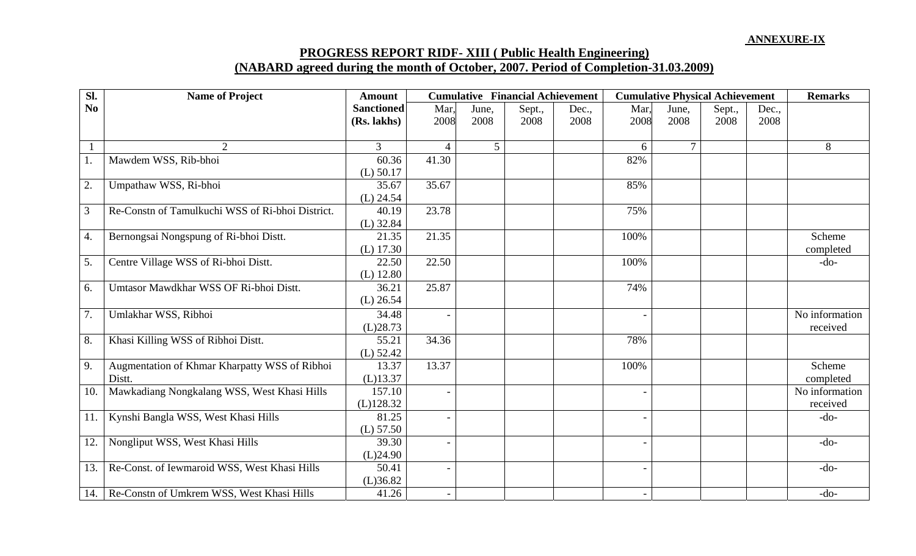**ANNEXURE-IX**

## PROGRESS REPORT RIDF- XIII ( Public Health Engineering)
## (NABARD agreed during the month of October, 2007. Period of Completion-31.03.2009)

| Sl. No | Name of Project | Amount Sanctioned (Rs. lakhs) | Cumulative Financial Achievement | | | | Cumulative Physical Achievement | | | | Remarks |
|---|---|---|---|---|---|---|---|---|---|---|---|
| | | | Mar, 2008 | June, 2008 | Sept., 2008 | Dec., 2008 | Mar, 2008 | June, 2008 | Sept., 2008 | Dec., 2008 | |
| 1 | 2 | 3 | 4 | 5 | | | 6 | 7 | | | 8 |
| 1. | Mawdem WSS, Rib-bhoi | 60.36 (L) 50.17 | 41.30 | | | | 82% | | | | |
| 2. | Umpathaw WSS, Ri-bhoi | 35.67 (L) 24.54 | 35.67 | | | | 85% | | | | |
| 3 | Re-Constn of Tamulkuchi WSS of Ri-bhoi District. | 40.19 (L) 32.84 | 23.78 | | | | 75% | | | | |
| 4. | Bernongsai Nongspung of Ri-bhoi Distt. | 21.35 (L) 17.30 | 21.35 | | | | 100% | | | | Scheme completed |
| 5. | Centre Village WSS of Ri-bhoi Distt. | 22.50 (L) 12.80 | 22.50 | | | | 100% | | | | -do- |
| 6. | Umtasor Mawdkhar WSS OF Ri-bhoi Distt. | 36.21 (L) 26.54 | 25.87 | | | | 74% | | | | |
| 7. | Umlakhar WSS, Ribhoi | 34.48 (L)28.73 | - | | | | - | | | | No information received |
| 8. | Khasi Killing WSS of Ribhoi Distt. | 55.21 (L) 52.42 | 34.36 | | | | 78% | | | | |
| 9. | Augmentation of Khmar Kharpatty WSS of Ribhoi Distt. | 13.37 (L)13.37 | 13.37 | | | | 100% | | | | Scheme completed |
| 10. | Mawkadiang Nongkalang WSS, West Khasi Hills | 157.10 (L)128.32 | - | | | | - | | | | No information received |
| 11. | Kynshi Bangla WSS, West Khasi Hills | 81.25 (L) 57.50 | - | | | | - | | | | -do- |
| 12. | Nongliput WSS, West Khasi Hills | 39.30 (L)24.90 | - | | | | - | | | | -do- |
| 13. | Re-Const. of Iewmaroid WSS, West Khasi Hills | 50.41 (L)36.82 | - | | | | - | | | | -do- |
| 14. | Re-Constn of Umkrem WSS, West Khasi Hills | 41.26 | - | | | | - | | | | -do- |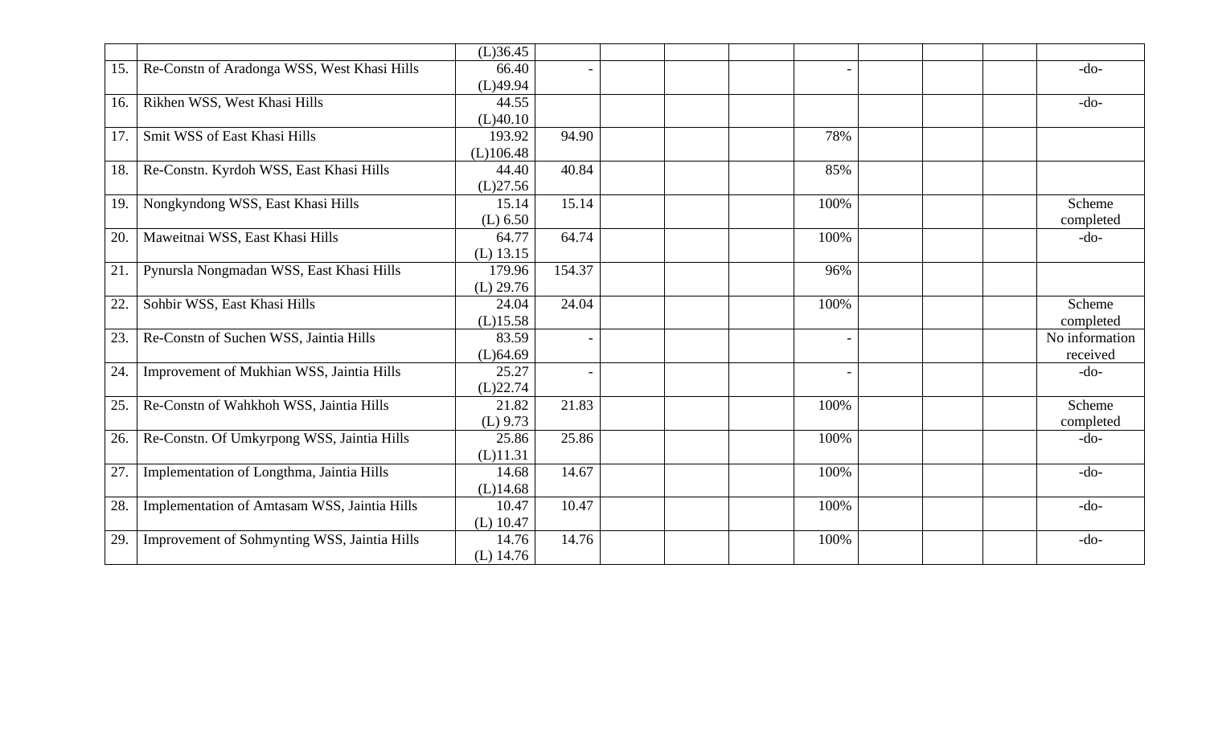| | | | | | | | | | | | |
|---|---|---|---|---|---|---|---|---|---|---|---|
| | | (L)36.45 | | | | | | | | | |
| 15. | Re-Constn of Aradonga WSS, West Khasi Hills | 66.40<br>(L)49.94 | - | | | | - | | | | -do- |
| 16. | Rikhen WSS, West Khasi Hills | 44.55<br>(L)40.10 | | | | | | | | | -do- |
| 17. | Smit WSS of East Khasi Hills | 193.92<br>(L)106.48 | 94.90 | | | | 78% | | | | |
| 18. | Re-Constn. Kyrdoh WSS, East Khasi Hills | 44.40<br>(L)27.56 | 40.84 | | | | 85% | | | | |
| 19. | Nongkyndong WSS, East Khasi Hills | 15.14<br>(L) 6.50 | 15.14 | | | | 100% | | | | Scheme completed |
| 20. | Maweitnai WSS, East Khasi Hills | 64.77<br>(L) 13.15 | 64.74 | | | | 100% | | | | -do- |
| 21. | Pynursla Nongmadan WSS, East Khasi Hills | 179.96<br>(L) 29.76 | 154.37 | | | | 96% | | | | |
| 22. | Sohbir WSS, East Khasi Hills | 24.04<br>(L)15.58 | 24.04 | | | | 100% | | | | Scheme completed |
| 23. | Re-Constn of Suchen WSS, Jaintia Hills | 83.59<br>(L)64.69 | - | | | | - | | | | No information received |
| 24. | Improvement of Mukhian WSS, Jaintia Hills | 25.27<br>(L)22.74 | - | | | | - | | | | -do- |
| 25. | Re-Constn of Wahkhoh WSS, Jaintia Hills | 21.82<br>(L) 9.73 | 21.83 | | | | 100% | | | | Scheme completed |
| 26. | Re-Constn. Of Umkyrpong WSS, Jaintia Hills | 25.86<br>(L)11.31 | 25.86 | | | | 100% | | | | -do- |
| 27. | Implementation of Longthma, Jaintia Hills | 14.68<br>(L)14.68 | 14.67 | | | | 100% | | | | -do- |
| 28. | Implementation of Amtasam WSS, Jaintia Hills | 10.47<br>(L) 10.47 | 10.47 | | | | 100% | | | | -do- |
| 29. | Improvement of Sohmynting WSS, Jaintia Hills | 14.76<br>(L) 14.76 | 14.76 | | | | 100% | | | | -do- |